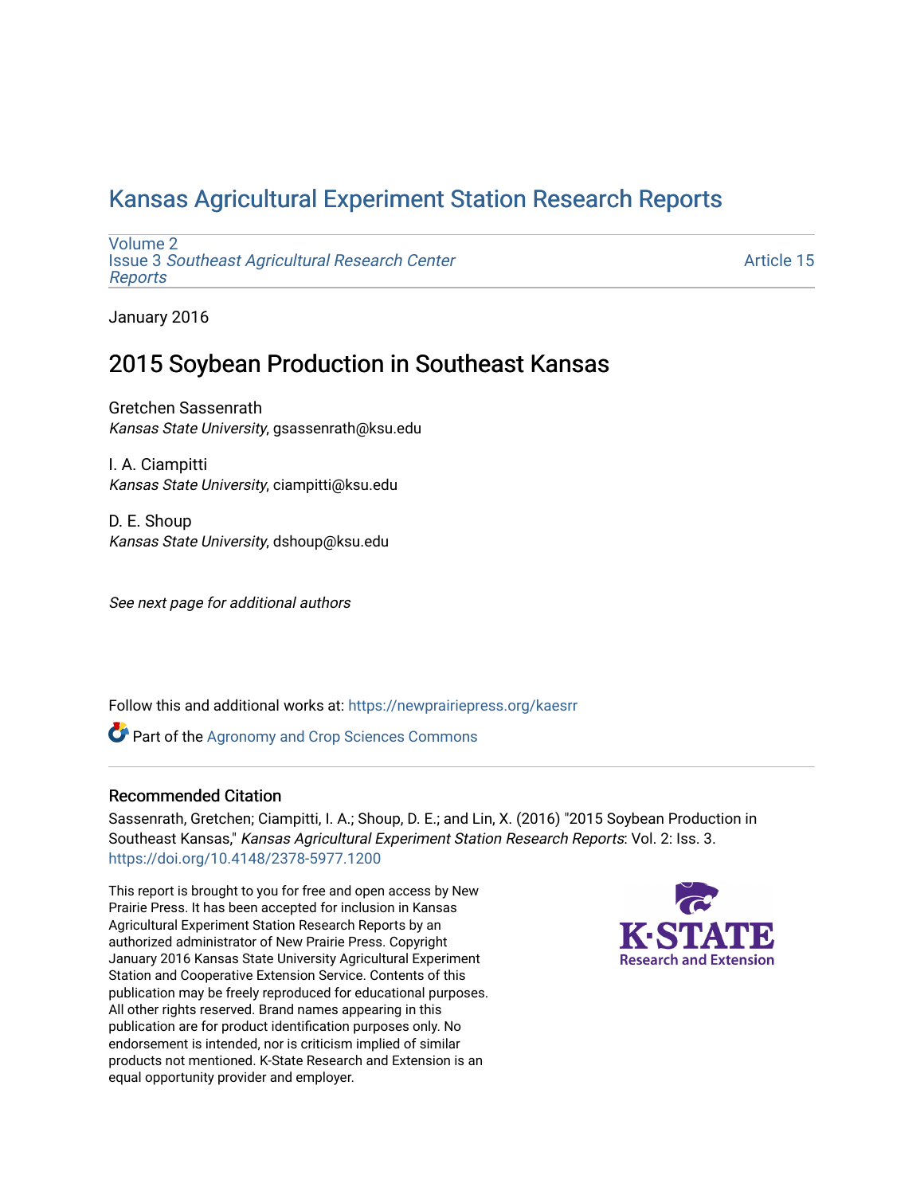# Kansas Agricultural Experiment Station Research Reports

Volume 2
Issue 3 *Southeast Agricultural Research Center Reports*

Article 15

January 2016

## 2015 Soybean Production in Southeast Kansas

Gretchen Sassenrath
*Kansas State University*, gsassenrath@ksu.edu

I. A. Ciampitti
*Kansas State University*, ciampitti@ksu.edu

D. E. Shoup
*Kansas State University*, dshoup@ksu.edu

*See next page for additional authors*

Follow this and additional works at: https://newprairiepress.org/kaesrr

Part of the Agronomy and Crop Sciences Commons

### Recommended Citation

Sassenrath, Gretchen; Ciampitti, I. A.; Shoup, D. E.; and Lin, X. (2016) "2015 Soybean Production in Southeast Kansas," *Kansas Agricultural Experiment Station Research Reports*: Vol. 2: Iss. 3. https://doi.org/10.4148/2378-5977.1200

This report is brought to you for free and open access by New Prairie Press. It has been accepted for inclusion in Kansas Agricultural Experiment Station Research Reports by an authorized administrator of New Prairie Press. Copyright January 2016 Kansas State University Agricultural Experiment Station and Cooperative Extension Service. Contents of this publication may be freely reproduced for educational purposes. All other rights reserved. Brand names appearing in this publication are for product identification purposes only. No endorsement is intended, nor is criticism implied of similar products not mentioned. K-State Research and Extension is an equal opportunity provider and employer.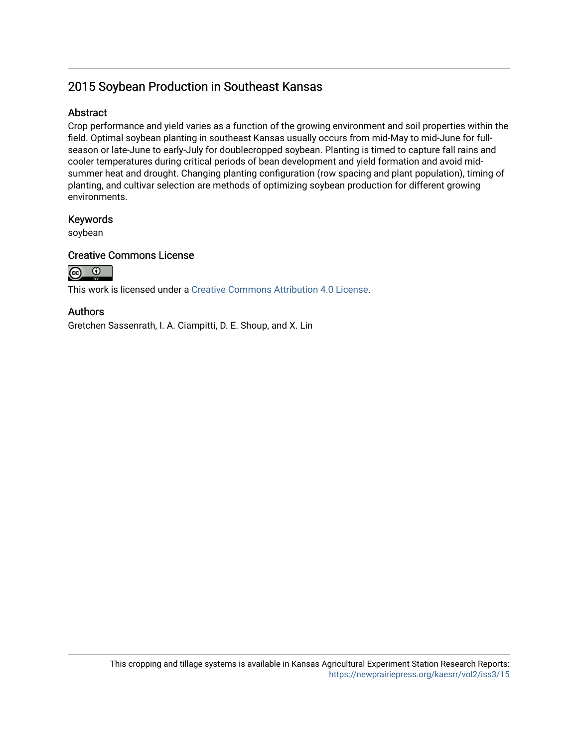# 2015 Soybean Production in Southeast Kansas

## Abstract

Crop performance and yield varies as a function of the growing environment and soil properties within the field. Optimal soybean planting in southeast Kansas usually occurs from mid-May to mid-June for full-season or late-June to early-July for doublecropped soybean. Planting is timed to capture fall rains and cooler temperatures during critical periods of bean development and yield formation and avoid mid-summer heat and drought. Changing planting configuration (row spacing and plant population), timing of planting, and cultivar selection are methods of optimizing soybean production for different growing environments.

## Keywords

soybean

## Creative Commons License

This work is licensed under a Creative Commons Attribution 4.0 License.

## Authors

Gretchen Sassenrath, I. A. Ciampitti, D. E. Shoup, and X. Lin

This cropping and tillage systems is available in Kansas Agricultural Experiment Station Research Reports: https://newprairiepress.org/kaesrr/vol2/iss3/15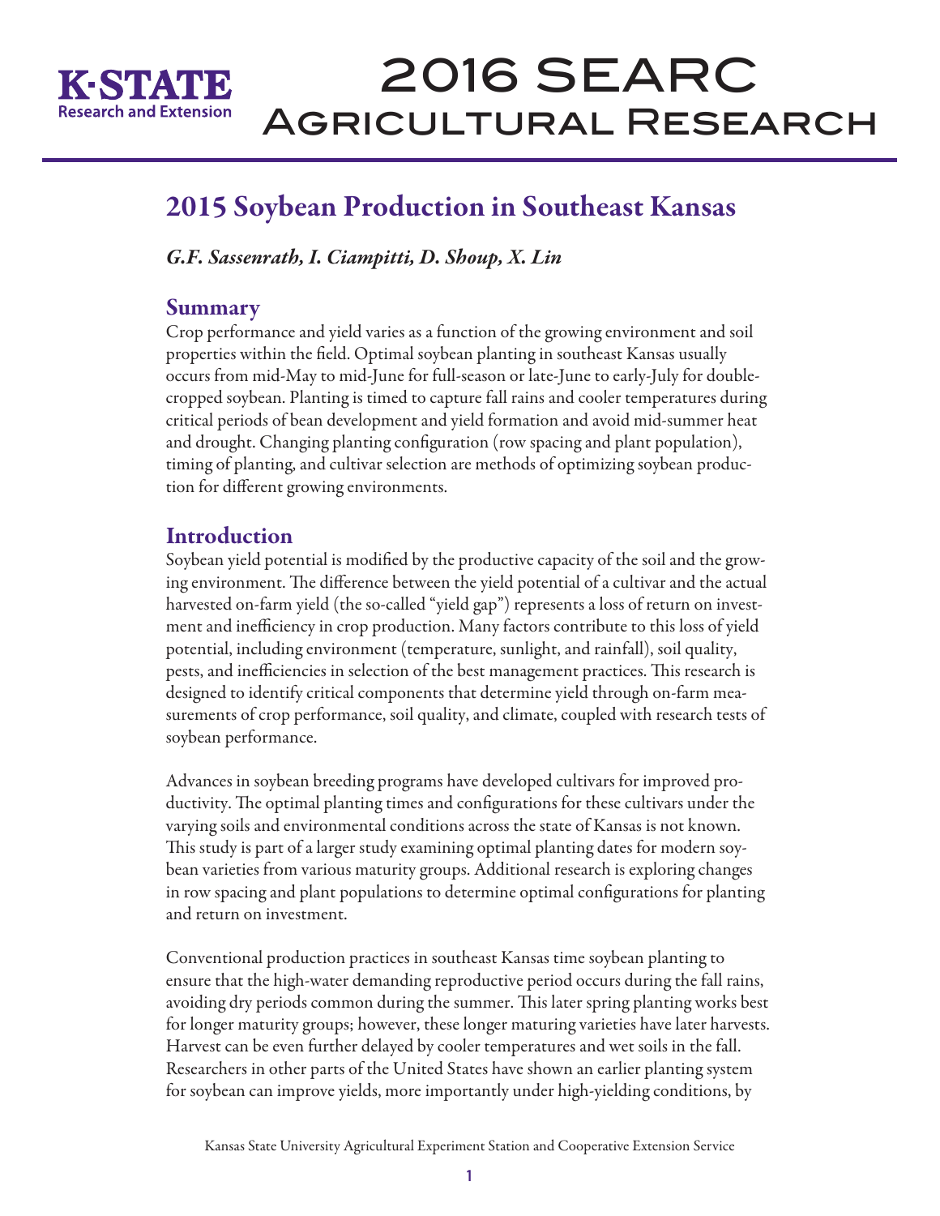# 2016 SEARC Agricultural Research

## 2015 Soybean Production in Southeast Kansas

*G.F. Sassenrath, I. Ciampitti, D. Shoup, X. Lin*

## Summary

Crop performance and yield varies as a function of the growing environment and soil properties within the field. Optimal soybean planting in southeast Kansas usually occurs from mid-May to mid-June for full-season or late-June to early-July for double-cropped soybean. Planting is timed to capture fall rains and cooler temperatures during critical periods of bean development and yield formation and avoid mid-summer heat and drought. Changing planting configuration (row spacing and plant population), timing of planting, and cultivar selection are methods of optimizing soybean production for different growing environments.

## Introduction

Soybean yield potential is modified by the productive capacity of the soil and the growing environment. The difference between the yield potential of a cultivar and the actual harvested on-farm yield (the so-called "yield gap") represents a loss of return on investment and inefficiency in crop production. Many factors contribute to this loss of yield potential, including environment (temperature, sunlight, and rainfall), soil quality, pests, and inefficiencies in selection of the best management practices. This research is designed to identify critical components that determine yield through on-farm measurements of crop performance, soil quality, and climate, coupled with research tests of soybean performance.

Advances in soybean breeding programs have developed cultivars for improved productivity. The optimal planting times and configurations for these cultivars under the varying soils and environmental conditions across the state of Kansas is not known. This study is part of a larger study examining optimal planting dates for modern soybean varieties from various maturity groups. Additional research is exploring changes in row spacing and plant populations to determine optimal configurations for planting and return on investment.

Conventional production practices in southeast Kansas time soybean planting to ensure that the high-water demanding reproductive period occurs during the fall rains, avoiding dry periods common during the summer. This later spring planting works best for longer maturity groups; however, these longer maturing varieties have later harvests. Harvest can be even further delayed by cooler temperatures and wet soils in the fall. Researchers in other parts of the United States have shown an earlier planting system for soybean can improve yields, more importantly under high-yielding conditions, by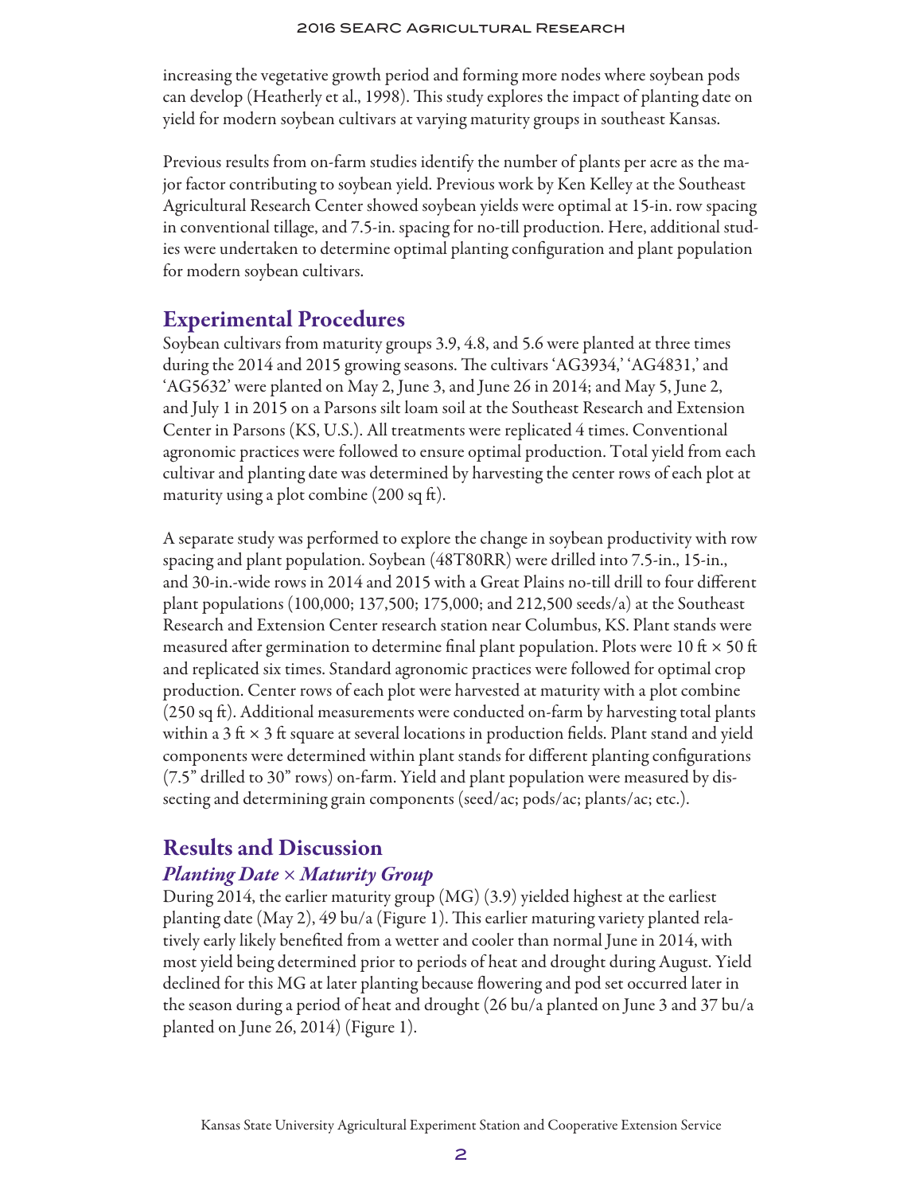increasing the vegetative growth period and forming more nodes where soybean pods can develop (Heatherly et al., 1998). This study explores the impact of planting date on yield for modern soybean cultivars at varying maturity groups in southeast Kansas.

Previous results from on-farm studies identify the number of plants per acre as the major factor contributing to soybean yield. Previous work by Ken Kelley at the Southeast Agricultural Research Center showed soybean yields were optimal at 15-in. row spacing in conventional tillage, and 7.5-in. spacing for no-till production. Here, additional studies were undertaken to determine optimal planting configuration and plant population for modern soybean cultivars.

## Experimental Procedures

Soybean cultivars from maturity groups 3.9, 4.8, and 5.6 were planted at three times during the 2014 and 2015 growing seasons. The cultivars 'AG3934,' 'AG4831,' and 'AG5632' were planted on May 2, June 3, and June 26 in 2014; and May 5, June 2, and July 1 in 2015 on a Parsons silt loam soil at the Southeast Research and Extension Center in Parsons (KS, U.S.). All treatments were replicated 4 times. Conventional agronomic practices were followed to ensure optimal production. Total yield from each cultivar and planting date was determined by harvesting the center rows of each plot at maturity using a plot combine (200 sq ft).

A separate study was performed to explore the change in soybean productivity with row spacing and plant population. Soybean (48T80RR) were drilled into 7.5-in., 15-in., and 30-in.-wide rows in 2014 and 2015 with a Great Plains no-till drill to four different plant populations (100,000; 137,500; 175,000; and 212,500 seeds/a) at the Southeast Research and Extension Center research station near Columbus, KS. Plant stands were measured after germination to determine final plant population. Plots were 10 ft × 50 ft and replicated six times. Standard agronomic practices were followed for optimal crop production. Center rows of each plot were harvested at maturity with a plot combine (250 sq ft). Additional measurements were conducted on-farm by harvesting total plants within a 3 ft × 3 ft square at several locations in production fields. Plant stand and yield components were determined within plant stands for different planting configurations (7.5" drilled to 30" rows) on-farm. Yield and plant population were measured by dissecting and determining grain components (seed/ac; pods/ac; plants/ac; etc.).

## Results and Discussion

### *Planting Date × Maturity Group*

During 2014, the earlier maturity group (MG) (3.9) yielded highest at the earliest planting date (May 2), 49 bu/a (Figure 1). This earlier maturing variety planted relatively early likely benefited from a wetter and cooler than normal June in 2014, with most yield being determined prior to periods of heat and drought during August. Yield declined for this MG at later planting because flowering and pod set occurred later in the season during a period of heat and drought (26 bu/a planted on June 3 and 37 bu/a planted on June 26, 2014) (Figure 1).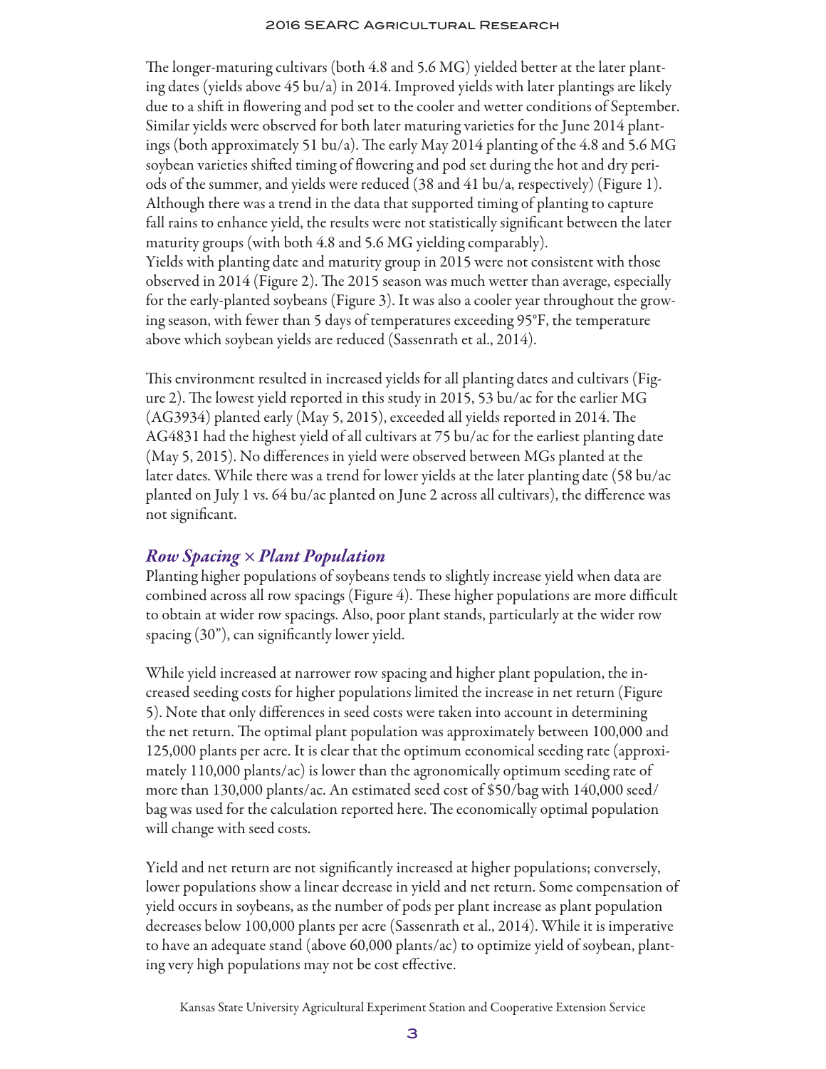The longer-maturing cultivars (both 4.8 and 5.6 MG) yielded better at the later planting dates (yields above 45 bu/a) in 2014. Improved yields with later plantings are likely due to a shift in flowering and pod set to the cooler and wetter conditions of September. Similar yields were observed for both later maturing varieties for the June 2014 plantings (both approximately 51 bu/a). The early May 2014 planting of the 4.8 and 5.6 MG soybean varieties shifted timing of flowering and pod set during the hot and dry periods of the summer, and yields were reduced (38 and 41 bu/a, respectively) (Figure 1). Although there was a trend in the data that supported timing of planting to capture fall rains to enhance yield, the results were not statistically significant between the later maturity groups (with both 4.8 and 5.6 MG yielding comparably).
Yields with planting date and maturity group in 2015 were not consistent with those observed in 2014 (Figure 2). The 2015 season was much wetter than average, especially for the early-planted soybeans (Figure 3). It was also a cooler year throughout the growing season, with fewer than 5 days of temperatures exceeding 95°F, the temperature above which soybean yields are reduced (Sassenrath et al., 2014).

This environment resulted in increased yields for all planting dates and cultivars (Figure 2). The lowest yield reported in this study in 2015, 53 bu/ac for the earlier MG (AG3934) planted early (May 5, 2015), exceeded all yields reported in 2014. The AG4831 had the highest yield of all cultivars at 75 bu/ac for the earliest planting date (May 5, 2015). No differences in yield were observed between MGs planted at the later dates. While there was a trend for lower yields at the later planting date (58 bu/ac planted on July 1 vs. 64 bu/ac planted on June 2 across all cultivars), the difference was not significant.

## *Row Spacing × Plant Population*

Planting higher populations of soybeans tends to slightly increase yield when data are combined across all row spacings (Figure 4). These higher populations are more difficult to obtain at wider row spacings. Also, poor plant stands, particularly at the wider row spacing (30"), can significantly lower yield.

While yield increased at narrower row spacing and higher plant population, the increased seeding costs for higher populations limited the increase in net return (Figure 5). Note that only differences in seed costs were taken into account in determining the net return. The optimal plant population was approximately between 100,000 and 125,000 plants per acre. It is clear that the optimum economical seeding rate (approximately 110,000 plants/ac) is lower than the agronomically optimum seeding rate of more than 130,000 plants/ac. An estimated seed cost of $50/bag with 140,000 seed/bag was used for the calculation reported here. The economically optimal population will change with seed costs.

Yield and net return are not significantly increased at higher populations; conversely, lower populations show a linear decrease in yield and net return. Some compensation of yield occurs in soybeans, as the number of pods per plant increase as plant population decreases below 100,000 plants per acre (Sassenrath et al., 2014). While it is imperative to have an adequate stand (above 60,000 plants/ac) to optimize yield of soybean, planting very high populations may not be cost effective.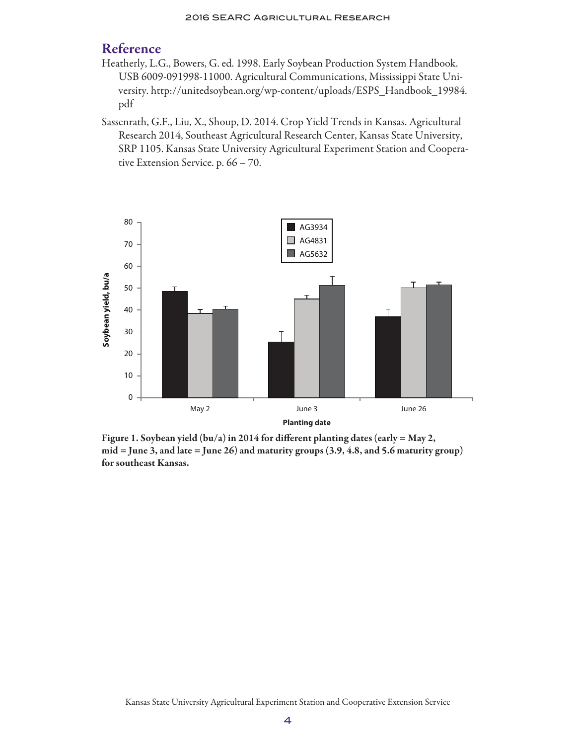## Reference

Heatherly, L.G., Bowers, G. ed. 1998. Early Soybean Production System Handbook. USB 6009-091998-11000. Agricultural Communications, Mississippi State University. http://unitedsoybean.org/wp-content/uploads/ESPS_Handbook_19984.pdf

Sassenrath, G.F., Liu, X., Shoup, D. 2014. Crop Yield Trends in Kansas. Agricultural Research 2014, Southeast Agricultural Research Center, Kansas State University, SRP 1105. Kansas State University Agricultural Experiment Station and Cooperative Extension Service. p. 66 – 70.

**Figure 1. Soybean yield (bu/a) in 2014 for different planting dates (early = May 2, mid = June 3, and late = June 26) and maturity groups (3.9, 4.8, and 5.6 maturity group) for southeast Kansas.**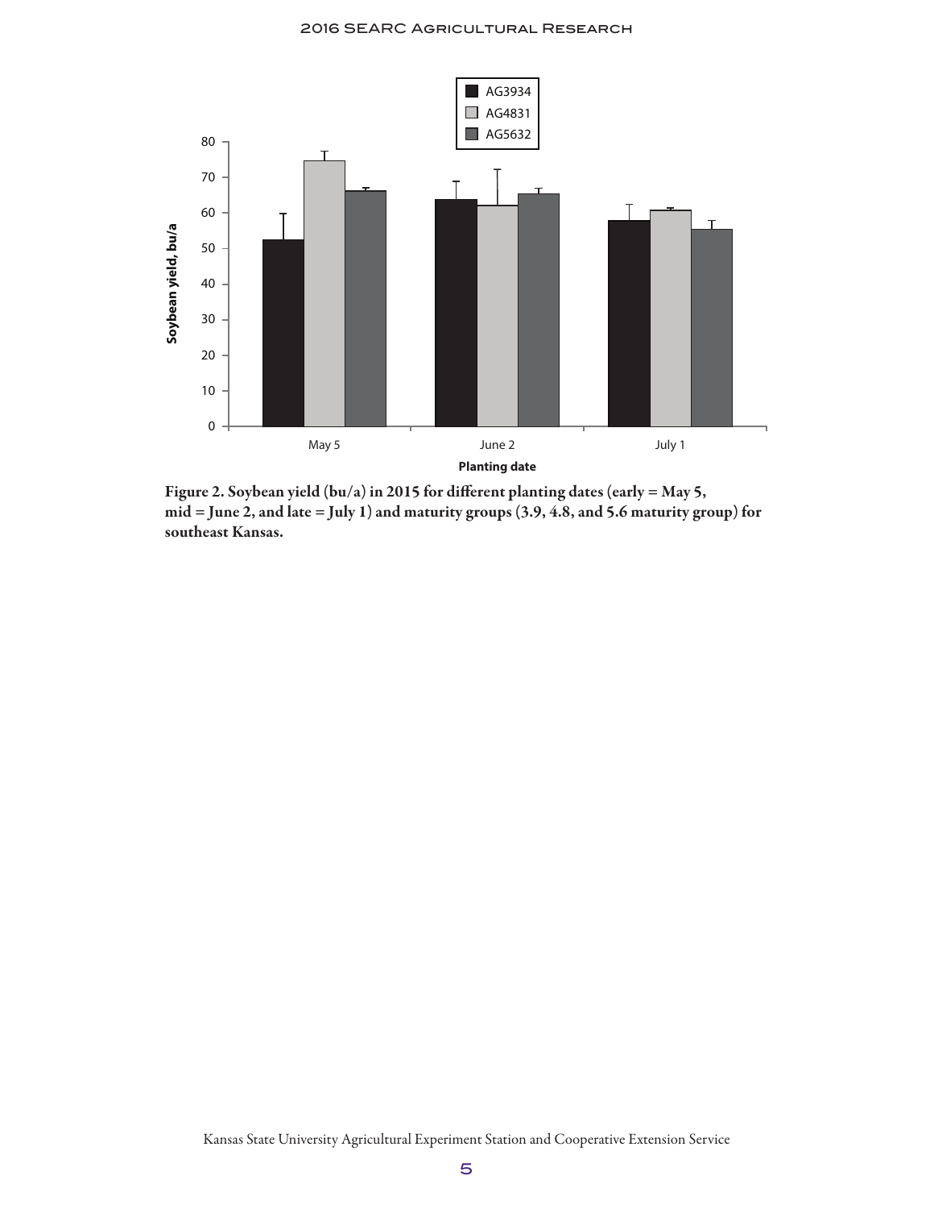Figure 2. Soybean yield (bu/a) in 2015 for different planting dates (early = May 5, mid = June 2, and late = July 1) and maturity groups (3.9, 4.8, and 5.6 maturity group) for southeast Kansas.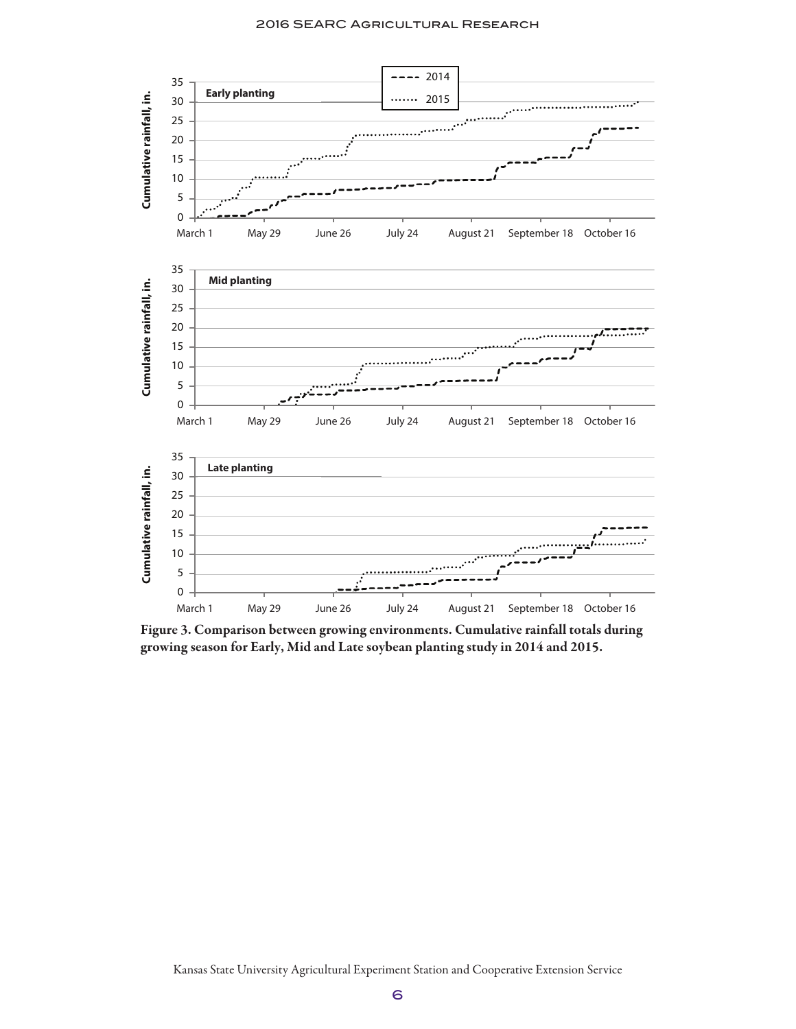**Figure 3. Comparison between growing environments. Cumulative rainfall totals during growing season for Early, Mid and Late soybean planting study in 2014 and 2015.**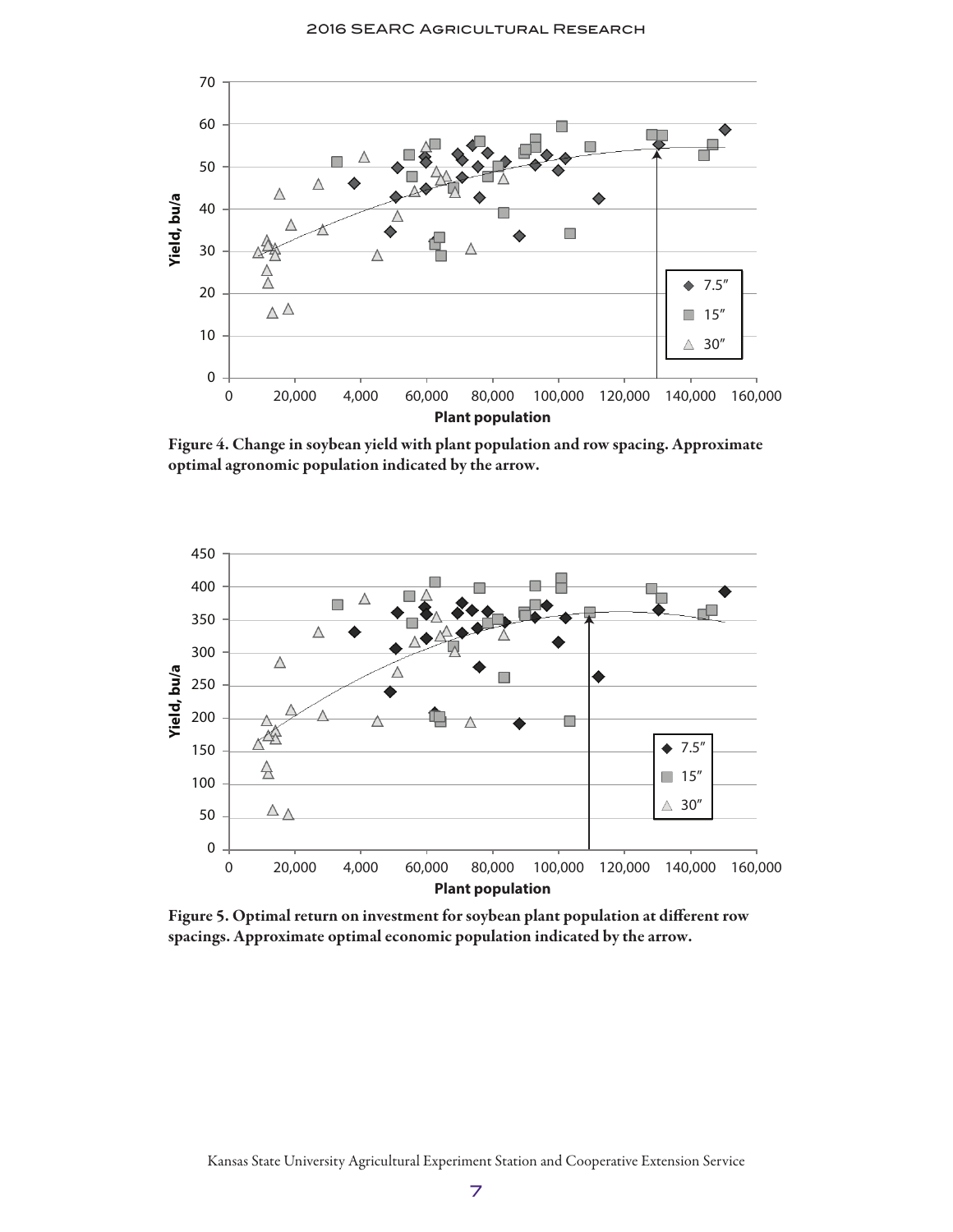70
60
50
40
30
20
10
0

Yield, bu/a

0 20,000 4,000 60,000 80,000 100,000 120,000 140,000 160,000

Plant population

7.5″
15″
30″

**Figure 4. Change in soybean yield with plant population and row spacing. Approximate optimal agronomic population indicated by the arrow.**

450
400
350
300
250
200
150
100
50
0

Yield, bu/a

0 20,000 4,000 60,000 80,000 100,000 120,000 140,000 160,000

Plant population

7.5″
15″
30″

**Figure 5. Optimal return on investment for soybean plant population at different row spacings. Approximate optimal economic population indicated by the arrow.**